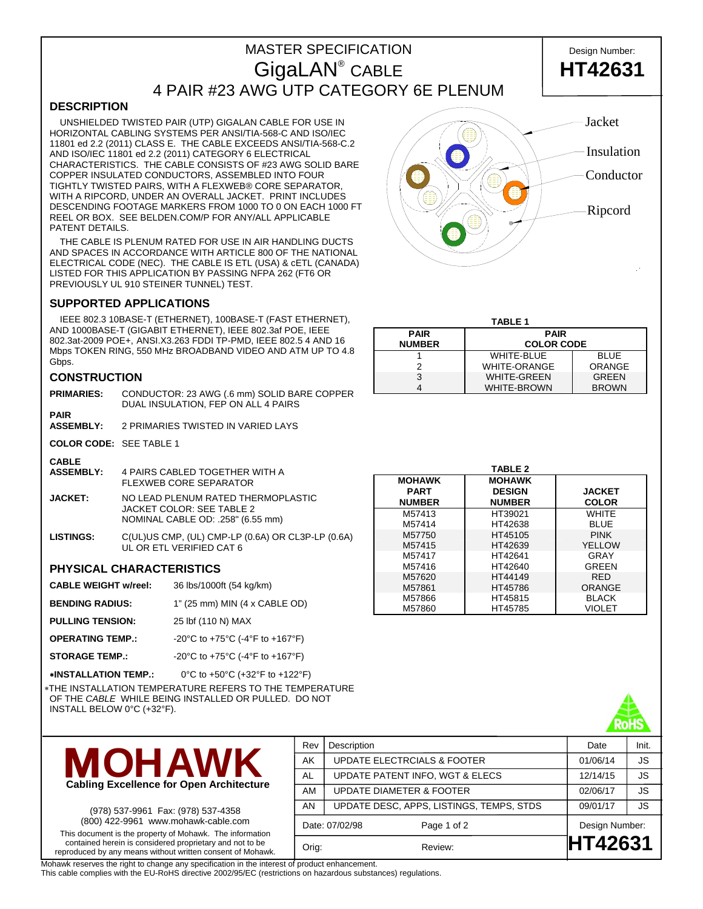# MASTER SPECIFICATION

# GigaLAN® CABLE

# 4 PAIR #23 AWG UTP CATEGORY 6E PLENUM

Design Number: **HT42631**

## DESCRIPTION

UNSHIELDED TWISTED PAIR (UTP) GIGALAN CABLE FOR USE IN HORIZONTAL CABLING SYSTEMS PER ANSI/TIA-568-C AND ISO/IEC 11801 ed 2.2 (2011) CLASS E. THE CABLE EXCEEDS ANSI/TIA-568-C.2 AND ISO/IEC 11801 ed 2.2 (2011) CATEGORY 6 ELECTRICAL CHARACTERISTICS. THE CABLE CONSISTS OF #23 AWG SOLID BARE COPPER INSULATED CONDUCTORS, ASSEMBLED INTO FOUR TIGHTLY TWISTED PAIRS, WITH A FLEXWEB® CORE SEPARATOR, WITH A RIPCORD, UNDER AN OVERALL JACKET. PRINT INCLUDES DESCENDING FOOTAGE MARKERS FROM 1000 TO 0 ON EACH 1000 FT REEL OR BOX. SEE BELDEN.COM/P FOR ANY/ALL APPLICABLE PATENT DETAILS.

THE CABLE IS PLENUM RATED FOR USE IN AIR HANDLING DUCTS AND SPACES IN ACCORDANCE WITH ARTICLE 800 OF THE NATIONAL ELECTRICAL CODE (NEC). THE CABLE IS ETL (USA) & cETL (CANADA) LISTED FOR THIS APPLICATION BY PASSING NFPA 262 (FT6 OR PREVIOUSLY UL 910 STEINER TUNNEL) TEST.

Jacket
Insulation
Conductor
Ripcord

## SUPPORTED APPLICATIONS

IEEE 802.3 10BASE-T (ETHERNET), 100BASE-T (FAST ETHERNET), AND 1000BASE-T (GIGABIT ETHERNET), IEEE 802.3af POE, IEEE 802.3at-2009 POE+, ANSI.X3.263 FDDI TP-PMD, IEEE 802.5 4 AND 16 Mbps TOKEN RING, 550 MHz BROADBAND VIDEO AND ATM UP TO 4.8 Gbps.

## CONSTRUCTION

**PRIMARIES:** CONDUCTOR: 23 AWG (.6 mm) SOLID BARE COPPER DUAL INSULATION, FEP ON ALL 4 PAIRS

**PAIR ASSEMBLY:** 2 PRIMARIES TWISTED IN VARIED LAYS

**COLOR CODE:** SEE TABLE 1

**CABLE ASSEMBLY:** 4 PAIRS CABLED TOGETHER WITH A FLEXWEB CORE SEPARATOR

**JACKET:** NO LEAD PLENUM RATED THERMOPLASTIC JACKET COLOR: SEE TABLE 2 NOMINAL CABLE OD: .258" (6.55 mm)

**LISTINGS:** C(UL)US CMP, (UL) CMP-LP (0.6A) OR CL3P-LP (0.6A) UL OR ETL VERIFIED CAT 6

**TABLE 1**

| PAIR NUMBER | PAIR COLOR CODE | |
|---|---|---|
| 1 | WHITE-BLUE | BLUE |
| 2 | WHITE-ORANGE | ORANGE |
| 3 | WHITE-GREEN | GREEN |
| 4 | WHITE-BROWN | BROWN |

**TABLE 2**

| MOHAWK PART NUMBER | MOHAWK DESIGN NUMBER | JACKET COLOR |
|---|---|---|
| M57413 | HT39021 | WHITE |
| M57414 | HT42638 | BLUE |
| M57750 | HT45105 | PINK |
| M57415 | HT42639 | YELLOW |
| M57417 | HT42641 | GRAY |
| M57416 | HT42640 | GREEN |
| M57620 | HT44149 | RED |
| M57861 | HT45786 | ORANGE |
| M57866 | HT45815 | BLACK |
| M57860 | HT45785 | VIOLET |

## PHYSICAL CHARACTERISTICS

**CABLE WEIGHT w/reel:** 36 lbs/1000ft (54 kg/km)

**BENDING RADIUS:** 1" (25 mm) MIN (4 x CABLE OD)

**PULLING TENSION:** 25 lbf (110 N) MAX

**OPERATING TEMP.:** -20°C to +75°C (-4°F to +167°F)

**STORAGE TEMP.:** -20°C to +75°C (-4°F to +167°F)

**∗INSTALLATION TEMP.:** 0°C to +50°C (+32°F to +122°F)

∗THE INSTALLATION TEMPERATURE REFERS TO THE TEMPERATURE OF THE *CABLE* WHILE BEING INSTALLED OR PULLED. DO NOT INSTALL BELOW 0°C (+32°F).

RoHS

**MOHAWK**
**Cabling Excellence for Open Architecture**

(978) 537-9961 Fax: (978) 537-4358
(800) 422-9961 www.mohawk-cable.com

This document is the property of Mohawk. The information contained herein is considered proprietary and not to be reproduced by any means without written consent of Mohawk.

| Rev | Description | Date | Init. |
|---|---|---|---|
| AK | UPDATE ELECTRCIALS & FOOTER | 01/06/14 | JS |
| AL | UPDATE PATENT INFO, WGT & ELECS | 12/14/15 | JS |
| AM | UPDATE DIAMETER & FOOTER | 02/06/17 | JS |
| AN | UPDATE DESC, APPS, LISTINGS, TEMPS, STDS | 09/01/17 | JS |
| Date: 07/02/98 | | Design Number: | |
| Orig: | Review: | HT42631 | |

Mohawk reserves the right to change any specification in the interest of product enhancement.
This cable complies with the EU-RoHS directive 2002/95/EC (restrictions on hazardous substances) regulations.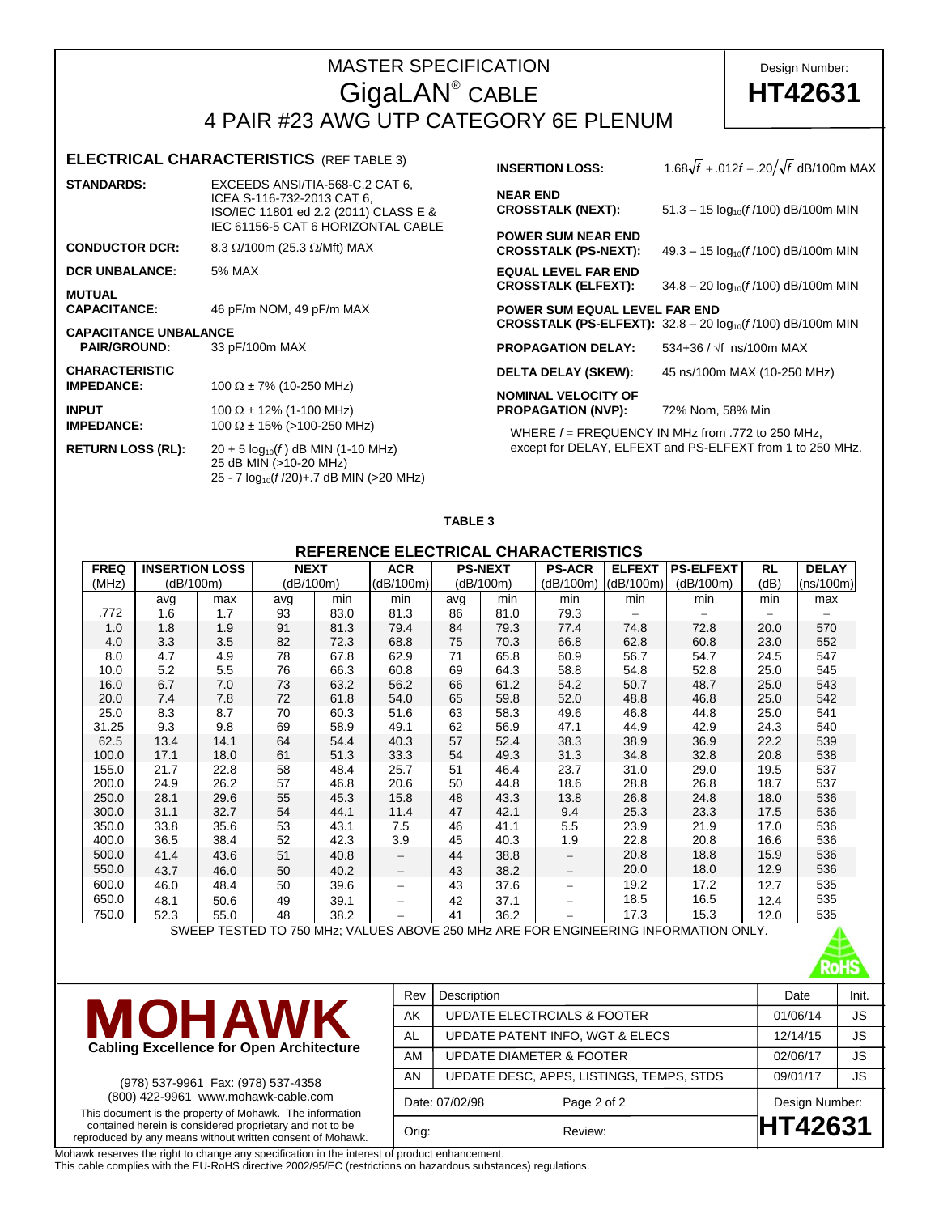# MASTER SPECIFICATION
## GigaLAN® CABLE
## 4 PAIR #23 AWG UTP CATEGORY 6E PLENUM

Design Number: **HT42631**

### ELECTRICAL CHARACTERISTICS (REF TABLE 3)

**STANDARDS:** EXCEEDS ANSI/TIA-568-C.2 CAT 6, ICEA S-116-732-2013 CAT 6, ISO/IEC 11801 ed 2.2 (2011) CLASS E & IEC 61156-5 CAT 6 HORIZONTAL CABLE

**CONDUCTOR DCR:** 8.3 Ω/100m (25.3 Ω/Mft) MAX

**DCR UNBALANCE:** 5% MAX

**MUTUAL CAPACITANCE:** 46 pF/m NOM, 49 pF/m MAX

**CAPACITANCE UNBALANCE PAIR/GROUND:** 33 pF/100m MAX

**CHARACTERISTIC IMPEDANCE:** 100 Ω ± 7% (10-250 MHz)

**INPUT IMPEDANCE:** 100 Ω ± 12% (1-100 MHz)
100 Ω ± 15% (>100-250 MHz)

**RETURN LOSS (RL):** $20 + 5 \log_{10}(f)$ dB MIN (1-10 MHz)
25 dB MIN (>10-20 MHz)
$25 - 7 \log_{10}(f/20)+.7$ dB MIN (>20 MHz)

**INSERTION LOSS:** $1.68\sqrt{f} + .012f + .20/\sqrt{f}$ dB/100m MAX

**NEAR END CROSSTALK (NEXT):** $51.3 - 15 \log_{10}(f/100)$ dB/100m MIN

**POWER SUM NEAR END CROSSTALK (PS-NEXT):** $49.3 - 15 \log_{10}(f/100)$ dB/100m MIN

**EQUAL LEVEL FAR END CROSSTALK (ELFEXT):** $34.8 - 20 \log_{10}(f/100)$ dB/100m MIN

**POWER SUM EQUAL LEVEL FAR END CROSSTALK (PS-ELFEXT):** $32.8 - 20 \log_{10}(f/100)$ dB/100m MIN

**PROPAGATION DELAY:** $534+36/\sqrt{f}$ ns/100m MAX

**DELTA DELAY (SKEW):** 45 ns/100m MAX (10-250 MHz)

**NOMINAL VELOCITY OF PROPAGATION (NVP):** 72% Nom, 58% Min

WHERE $f$ = FREQUENCY IN MHz from .772 to 250 MHz, except for DELAY, ELFEXT and PS-ELFEXT from 1 to 250 MHz.

### TABLE 3

### REFERENCE ELECTRICAL CHARACTERISTICS

| FREQ (MHz) | INSERTION LOSS (dB/100m) | | NEXT (dB/100m) | | ACR (dB/100m) | PS-NEXT (dB/100m) | | PS-ACR (dB/100m) | ELFEXT (dB/100m) | PS-ELFEXT (dB/100m) | RL (dB) | DELAY (ns/100m) |
|---|---|---|---|---|---|---|---|---|---|---|---|---|
| | avg | max | avg | min | min | avg | min | min | min | min | min | max |
| .772 | 1.6 | 1.7 | 93 | 83.0 | 81.3 | 86 | 81.0 | 79.3 | – | – | – | – |
| 1.0 | 1.8 | 1.9 | 91 | 81.3 | 79.4 | 84 | 79.3 | 77.4 | 74.8 | 72.8 | 20.0 | 570 |
| 4.0 | 3.3 | 3.5 | 82 | 72.3 | 68.8 | 75 | 70.3 | 66.8 | 62.8 | 60.8 | 23.0 | 552 |
| 8.0 | 4.7 | 4.9 | 78 | 67.8 | 62.9 | 71 | 65.8 | 60.9 | 56.7 | 54.7 | 24.5 | 547 |
| 10.0 | 5.2 | 5.5 | 76 | 66.3 | 60.8 | 69 | 64.3 | 58.8 | 54.8 | 52.8 | 25.0 | 545 |
| 16.0 | 6.7 | 7.0 | 73 | 63.2 | 56.2 | 66 | 61.2 | 54.2 | 50.7 | 48.7 | 25.0 | 543 |
| 20.0 | 7.4 | 7.8 | 72 | 61.8 | 54.0 | 65 | 59.8 | 52.0 | 48.8 | 46.8 | 25.0 | 542 |
| 25.0 | 8.3 | 8.7 | 70 | 60.3 | 51.6 | 63 | 58.3 | 49.6 | 46.8 | 44.8 | 25.0 | 541 |
| 31.25 | 9.3 | 9.8 | 69 | 58.9 | 49.1 | 62 | 56.9 | 47.1 | 44.9 | 42.9 | 24.3 | 540 |
| 62.5 | 13.4 | 14.1 | 64 | 54.4 | 40.3 | 57 | 52.4 | 38.3 | 38.9 | 36.9 | 22.2 | 539 |
| 100.0 | 17.1 | 18.0 | 61 | 51.3 | 33.3 | 54 | 49.3 | 31.3 | 34.8 | 32.8 | 20.8 | 538 |
| 155.0 | 21.7 | 22.8 | 58 | 48.4 | 25.7 | 51 | 46.4 | 23.7 | 31.0 | 29.0 | 19.5 | 537 |
| 200.0 | 24.9 | 26.2 | 57 | 46.8 | 20.6 | 50 | 44.8 | 18.6 | 28.8 | 26.8 | 18.7 | 537 |
| 250.0 | 28.1 | 29.6 | 55 | 45.3 | 15.8 | 48 | 43.3 | 13.8 | 26.8 | 24.8 | 18.0 | 536 |
| 300.0 | 31.1 | 32.7 | 54 | 44.1 | 11.4 | 47 | 42.1 | 9.4 | 25.3 | 23.3 | 17.5 | 536 |
| 350.0 | 33.8 | 35.6 | 53 | 43.1 | 7.5 | 46 | 41.1 | 5.5 | 23.9 | 21.9 | 17.0 | 536 |
| 400.0 | 36.5 | 38.4 | 52 | 42.3 | 3.9 | 45 | 40.3 | 1.9 | 22.8 | 20.8 | 16.6 | 536 |
| 500.0 | 41.4 | 43.6 | 51 | 40.8 | – | 44 | 38.8 | – | 20.8 | 18.8 | 15.9 | 536 |
| 550.0 | 43.7 | 46.0 | 50 | 40.2 | – | 43 | 38.2 | – | 20.0 | 18.0 | 12.9 | 536 |
| 600.0 | 46.0 | 48.4 | 50 | 39.6 | – | 43 | 37.6 | – | 19.2 | 17.2 | 12.7 | 535 |
| 650.0 | 48.1 | 50.6 | 49 | 39.1 | – | 42 | 37.1 | – | 18.5 | 16.5 | 12.4 | 535 |
| 750.0 | 52.3 | 55.0 | 48 | 38.2 | – | 41 | 36.2 | – | 17.3 | 15.3 | 12.0 | 535 |

SWEEP TESTED TO 750 MHz; VALUES ABOVE 250 MHz ARE FOR ENGINEERING INFORMATION ONLY.

RoHS

**MOHAWK**
**Cabling Excellence for Open Architecture**

(978) 537-9961 Fax: (978) 537-4358
(800) 422-9961 www.mohawk-cable.com

This document is the property of Mohawk. The information contained herein is considered proprietary and not to be reproduced by any means without written consent of Mohawk.

| Rev | Description | Date | Init. |
|---|---|---|---|
| AK | UPDATE ELECTRCIALS & FOOTER | 01/06/14 | JS |
| AL | UPDATE PATENT INFO, WGT & ELECS | 12/14/15 | JS |
| AM | UPDATE DIAMETER & FOOTER | 02/06/17 | JS |
| AN | UPDATE DESC, APPS, LISTINGS, TEMPS, STDS | 09/01/17 | JS |

Date: 07/02/98 — Design Number: HT42631

Orig: — Review:

Mohawk reserves the right to change any specification in the interest of product enhancement.
This cable complies with the EU-RoHS directive 2002/95/EC (restrictions on hazardous substances) regulations.